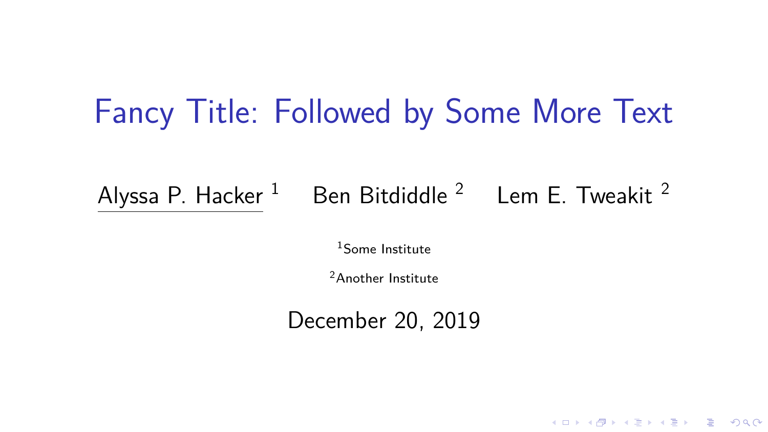# Fancy Title: Followed by Some More Text

Alyssa P. Hacker [1] Ben Bitdiddle [2] Lem E. Tweakit [2]

[1]Some Institute

[2]Another Institute

December 20, 2019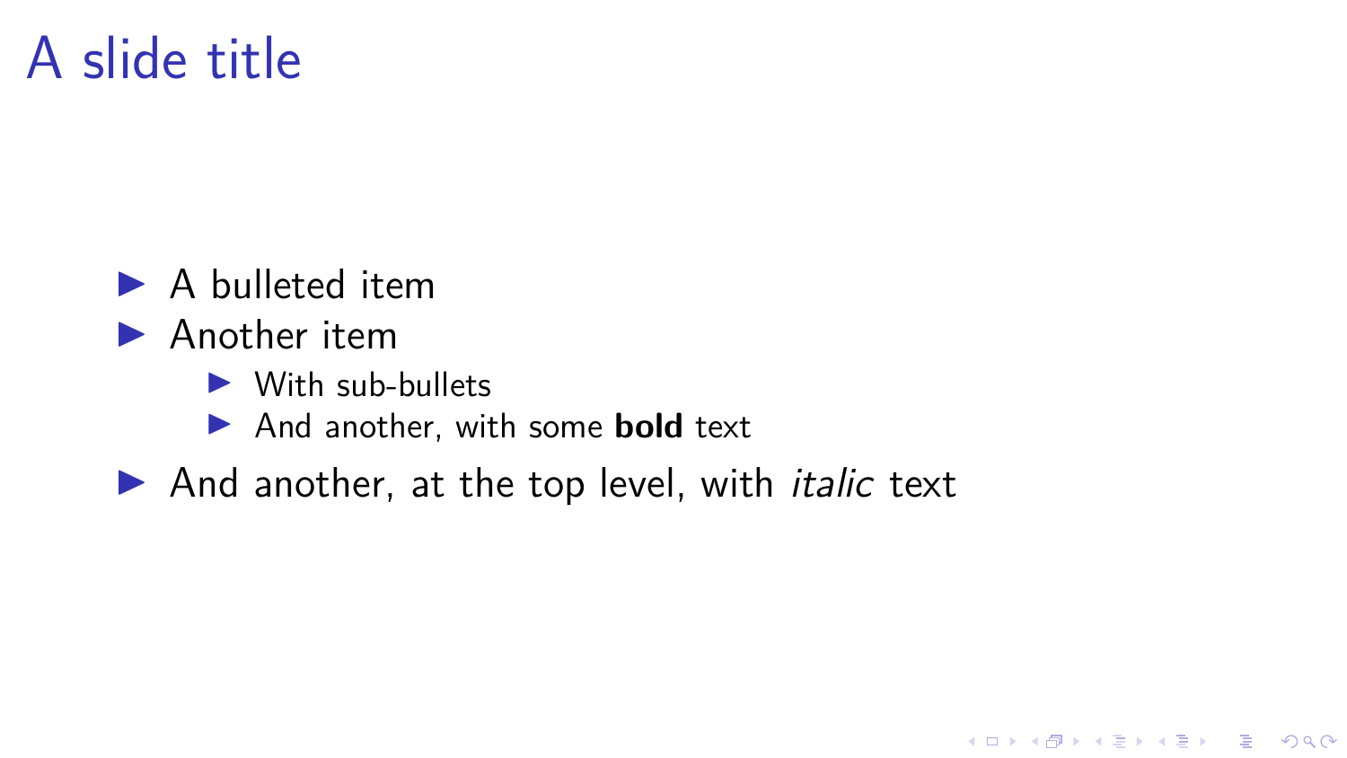# A slide title

- A bulleted item
- Another item
  - With sub-bullets
  - And another, with some **bold** text
- And another, at the top level, with *italic* text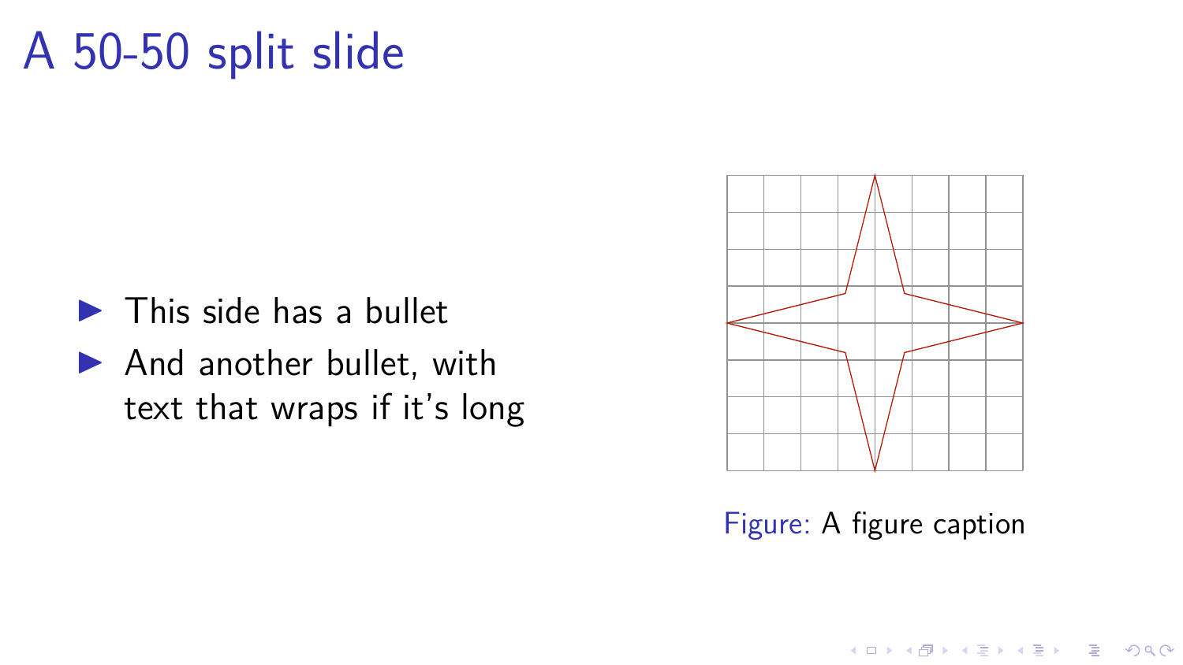# A 50-50 split slide

- This side has a bullet
- And another bullet, with text that wraps if it's long

Figure: A figure caption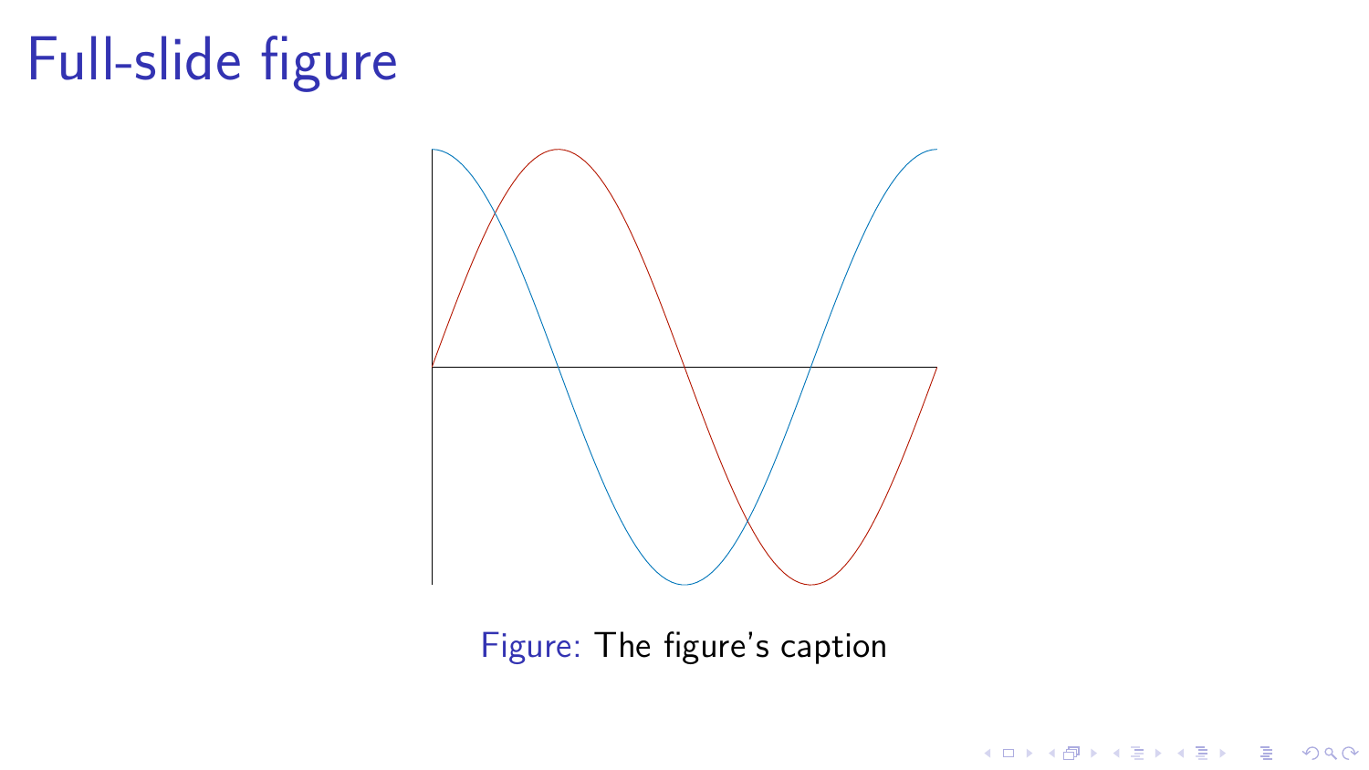# Full-slide figure

Figure: The figure's caption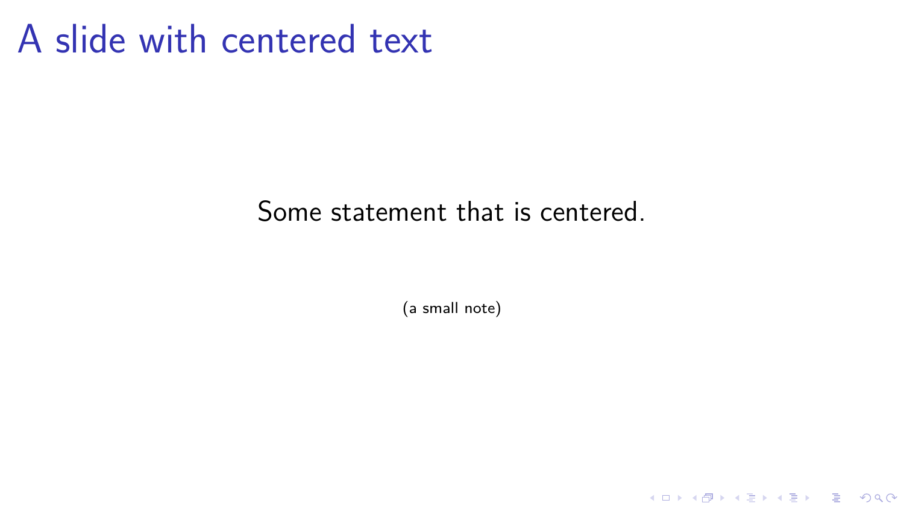# A slide with centered text

Some statement that is centered.

(a small note)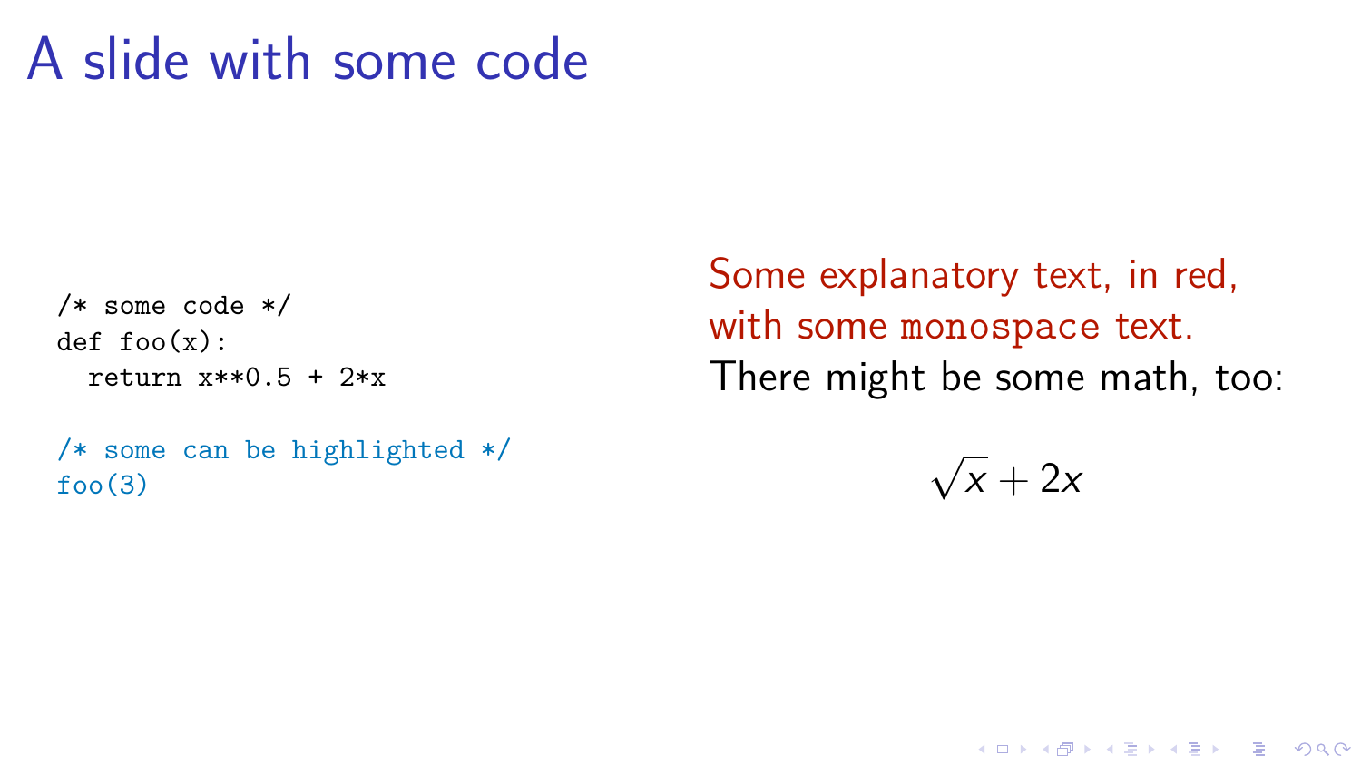# A slide with some code

```
/* some code */
def foo(x):
  return x**0.5 + 2*x

/* some can be highlighted */
foo(3)
```

Some explanatory text, in red, with some `monospace` text.
There might be some math, too:

$$\sqrt{x} + 2x$$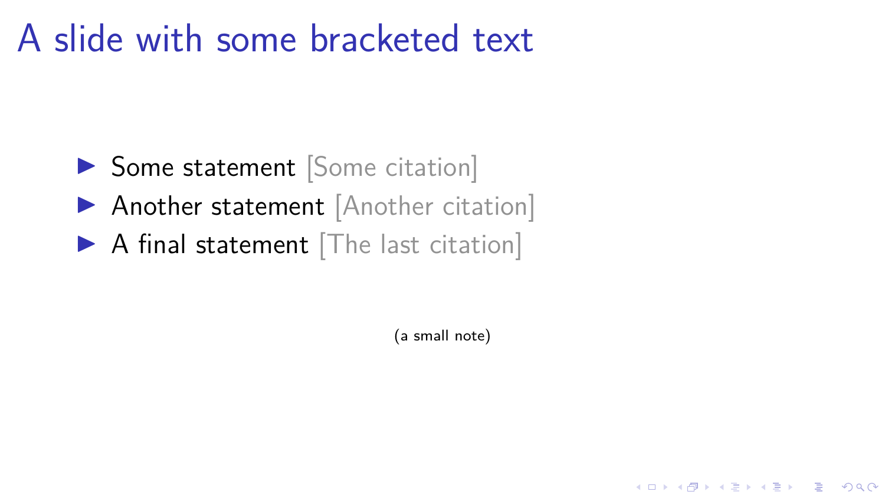# A slide with some bracketed text

- Some statement [Some citation]
- Another statement [Another citation]
- A final statement [The last citation]

(a small note)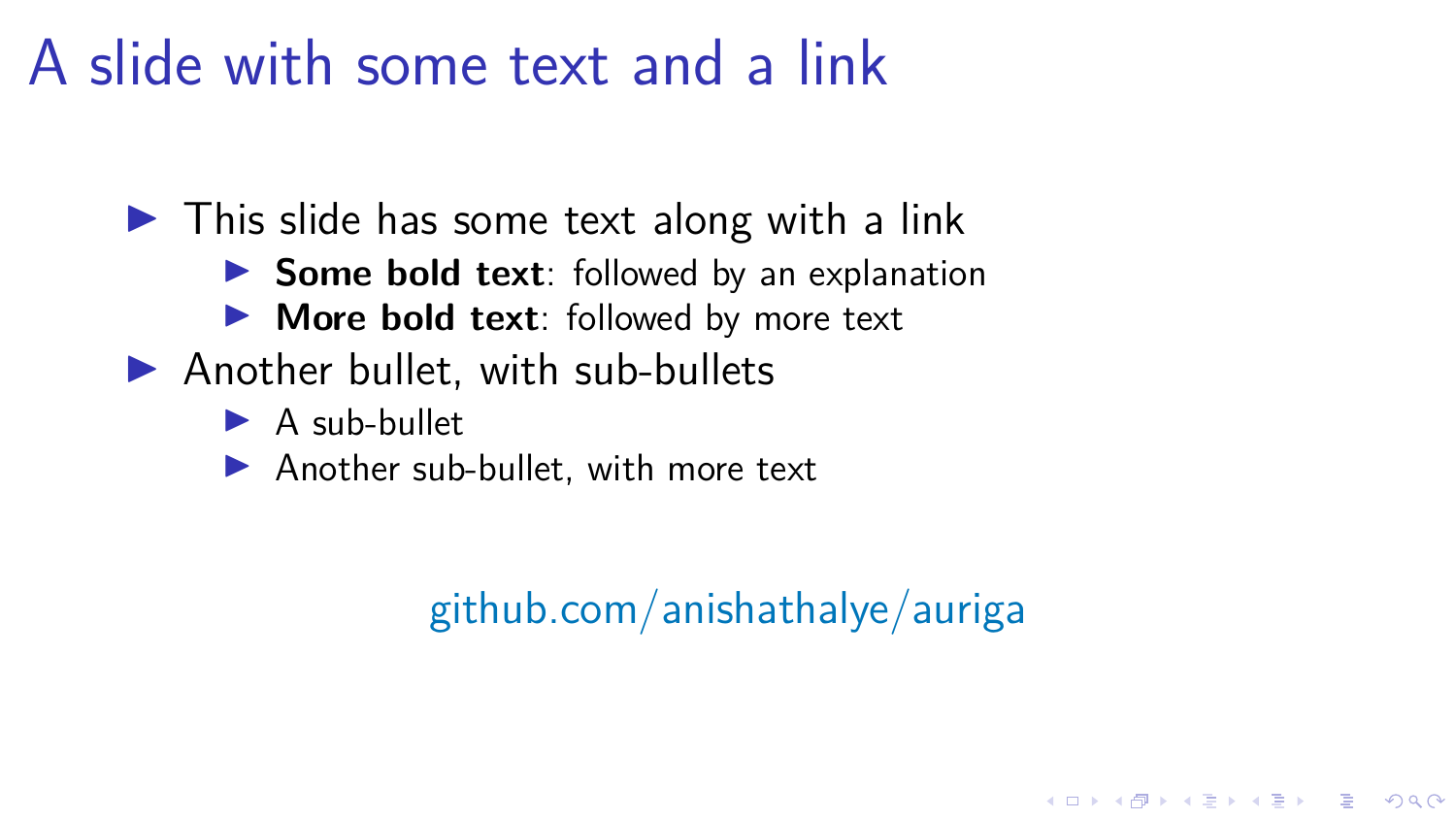# A slide with some text and a link

- This slide has some text along with a link
  - **Some bold text**: followed by an explanation
  - **More bold text**: followed by more text
- Another bullet, with sub-bullets
  - A sub-bullet
  - Another sub-bullet, with more text

github.com/anishathalye/auriga